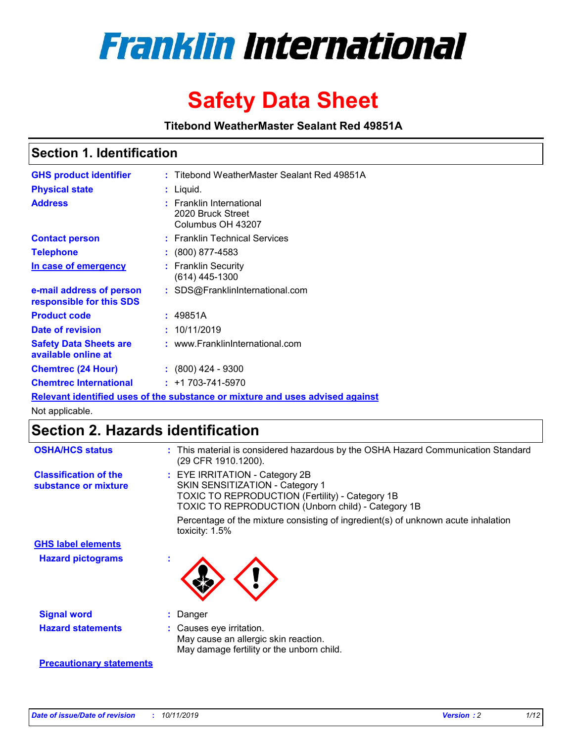# Franklin International

# Safety Data Sheet

**Titebond WeatherMaster Sealant Red 49851A**

## Section 1. Identification

| | | |
|---|---|---|
| **GHS product identifier** | : | Titebond WeatherMaster Sealant Red 49851A |
| **Physical state** | : | Liquid. |
| **Address** | : | Franklin International<br>2020 Bruck Street<br>Columbus OH 43207 |
| **Contact person** | : | Franklin Technical Services |
| **Telephone** | : | (800) 877-4583 |
| **In case of emergency** | : | Franklin Security<br>(614) 445-1300 |
| **e-mail address of person responsible for this SDS** | : | SDS@FranklinInternational.com |
| **Product code** | : | 49851A |
| **Date of revision** | : | 10/11/2019 |
| **Safety Data Sheets are available online at** | : | www.FranklinInternational.com |
| **Chemtrec (24 Hour)** | : | (800) 424 - 9300 |
| **Chemtrec International** | : | +1 703-741-5970 |

**Relevant identified uses of the substance or mixture and uses advised against**

Not applicable.

## Section 2. Hazards identification

| | | |
|---|---|---|
| **OSHA/HCS status** | : | This material is considered hazardous by the OSHA Hazard Communication Standard (29 CFR 1910.1200). |
| **Classification of the substance or mixture** | : | EYE IRRITATION - Category 2B<br>SKIN SENSITIZATION - Category 1<br>TOXIC TO REPRODUCTION (Fertility) - Category 1B<br>TOXIC TO REPRODUCTION (Unborn child) - Category 1B<br><br>Percentage of the mixture consisting of ingredient(s) of unknown acute inhalation toxicity: 1.5% |

**GHS label elements**

| | | |
|---|---|---|
| **Hazard pictograms** | : | |
| **Signal word** | : | Danger |
| **Hazard statements** | : | Causes eye irritation.<br>May cause an allergic skin reaction.<br>May damage fertility or the unborn child. |

**Precautionary statements**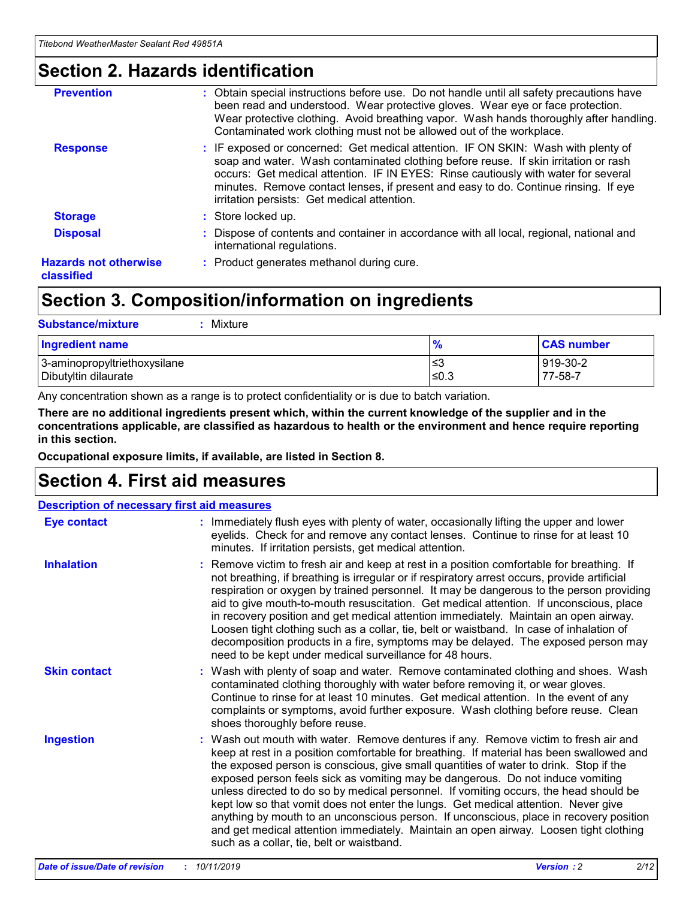## Section 2. Hazards identification

**Prevention** : Obtain special instructions before use. Do not handle until all safety precautions have been read and understood. Wear protective gloves. Wear eye or face protection. Wear protective clothing. Avoid breathing vapor. Wash hands thoroughly after handling. Contaminated work clothing must not be allowed out of the workplace.

**Response** : IF exposed or concerned: Get medical attention. IF ON SKIN: Wash with plenty of soap and water. Wash contaminated clothing before reuse. If skin irritation or rash occurs: Get medical attention. IF IN EYES: Rinse cautiously with water for several minutes. Remove contact lenses, if present and easy to do. Continue rinsing. If eye irritation persists: Get medical attention.

**Storage** : Store locked up.

**Disposal** : Dispose of contents and container in accordance with all local, regional, national and international regulations.

**Hazards not otherwise classified** : Product generates methanol during cure.

## Section 3. Composition/information on ingredients

**Substance/mixture** : Mixture

| Ingredient name | % | CAS number |
|---|---|---|
| 3-aminopropyltriethoxysilane | ≤3 | 919-30-2 |
| Dibutyltin dilaurate | ≤0.3 | 77-58-7 |

Any concentration shown as a range is to protect confidentiality or is due to batch variation.

**There are no additional ingredients present which, within the current knowledge of the supplier and in the concentrations applicable, are classified as hazardous to health or the environment and hence require reporting in this section.**

**Occupational exposure limits, if available, are listed in Section 8.**

## Section 4. First aid measures

**Description of necessary first aid measures**

**Eye contact** : Immediately flush eyes with plenty of water, occasionally lifting the upper and lower eyelids. Check for and remove any contact lenses. Continue to rinse for at least 10 minutes. If irritation persists, get medical attention.

**Inhalation** : Remove victim to fresh air and keep at rest in a position comfortable for breathing. If not breathing, if breathing is irregular or if respiratory arrest occurs, provide artificial respiration or oxygen by trained personnel. It may be dangerous to the person providing aid to give mouth-to-mouth resuscitation. Get medical attention. If unconscious, place in recovery position and get medical attention immediately. Maintain an open airway. Loosen tight clothing such as a collar, tie, belt or waistband. In case of inhalation of decomposition products in a fire, symptoms may be delayed. The exposed person may need to be kept under medical surveillance for 48 hours.

**Skin contact** : Wash with plenty of soap and water. Remove contaminated clothing and shoes. Wash contaminated clothing thoroughly with water before removing it, or wear gloves. Continue to rinse for at least 10 minutes. Get medical attention. In the event of any complaints or symptoms, avoid further exposure. Wash clothing before reuse. Clean shoes thoroughly before reuse.

**Ingestion** : Wash out mouth with water. Remove dentures if any. Remove victim to fresh air and keep at rest in a position comfortable for breathing. If material has been swallowed and the exposed person is conscious, give small quantities of water to drink. Stop if the exposed person feels sick as vomiting may be dangerous. Do not induce vomiting unless directed to do so by medical personnel. If vomiting occurs, the head should be kept low so that vomit does not enter the lungs. Get medical attention. Never give anything by mouth to an unconscious person. If unconscious, place in recovery position and get medical attention immediately. Maintain an open airway. Loosen tight clothing such as a collar, tie, belt or waistband.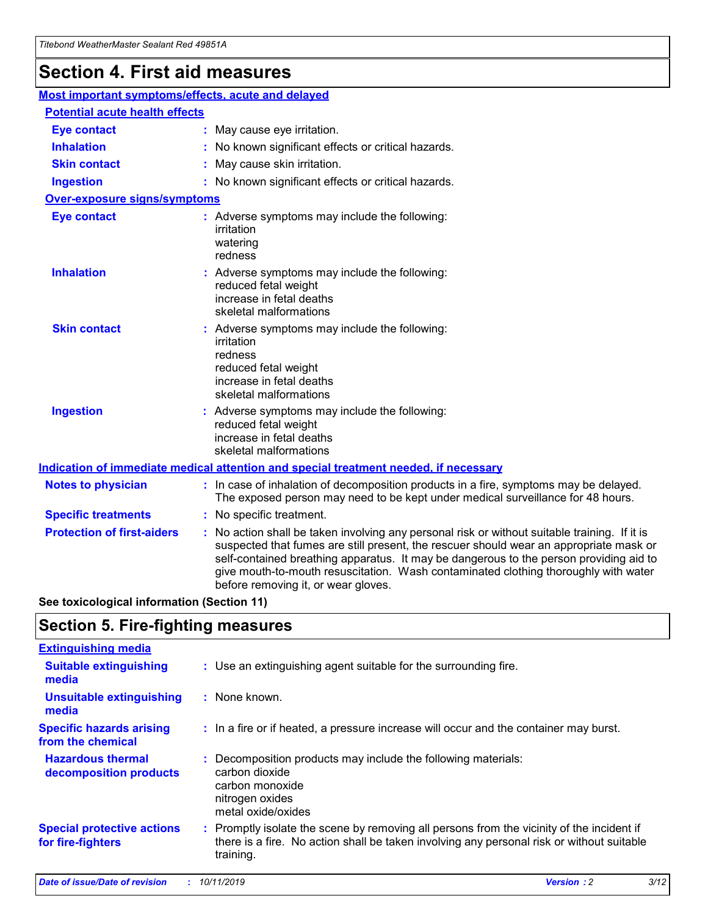# Section 4. First aid measures

**Most important symptoms/effects, acute and delayed**

**Potential acute health effects**

| | |
|---|---|
| **Eye contact** | : May cause eye irritation. |
| **Inhalation** | : No known significant effects or critical hazards. |
| **Skin contact** | : May cause skin irritation. |
| **Ingestion** | : No known significant effects or critical hazards. |

**Over-exposure signs/symptoms**

| | |
|---|---|
| **Eye contact** | : Adverse symptoms may include the following:<br>irritation<br>watering<br>redness |
| **Inhalation** | : Adverse symptoms may include the following:<br>reduced fetal weight<br>increase in fetal deaths<br>skeletal malformations |
| **Skin contact** | : Adverse symptoms may include the following:<br>irritation<br>redness<br>reduced fetal weight<br>increase in fetal deaths<br>skeletal malformations |
| **Ingestion** | : Adverse symptoms may include the following:<br>reduced fetal weight<br>increase in fetal deaths<br>skeletal malformations |

**Indication of immediate medical attention and special treatment needed, if necessary**

| | |
|---|---|
| **Notes to physician** | : In case of inhalation of decomposition products in a fire, symptoms may be delayed. The exposed person may need to be kept under medical surveillance for 48 hours. |
| **Specific treatments** | : No specific treatment. |
| **Protection of first-aiders** | : No action shall be taken involving any personal risk or without suitable training. If it is suspected that fumes are still present, the rescuer should wear an appropriate mask or self-contained breathing apparatus. It may be dangerous to the person providing aid to give mouth-to-mouth resuscitation. Wash contaminated clothing thoroughly with water before removing it, or wear gloves. |

**See toxicological information (Section 11)**

# Section 5. Fire-fighting measures

**Extinguishing media**

| | |
|---|---|
| **Suitable extinguishing media** | : Use an extinguishing agent suitable for the surrounding fire. |
| **Unsuitable extinguishing media** | : None known. |
| **Specific hazards arising from the chemical** | : In a fire or if heated, a pressure increase will occur and the container may burst. |
| **Hazardous thermal decomposition products** | : Decomposition products may include the following materials:<br>carbon dioxide<br>carbon monoxide<br>nitrogen oxides<br>metal oxide/oxides |
| **Special protective actions for fire-fighters** | : Promptly isolate the scene by removing all persons from the vicinity of the incident if there is a fire. No action shall be taken involving any personal risk or without suitable training. |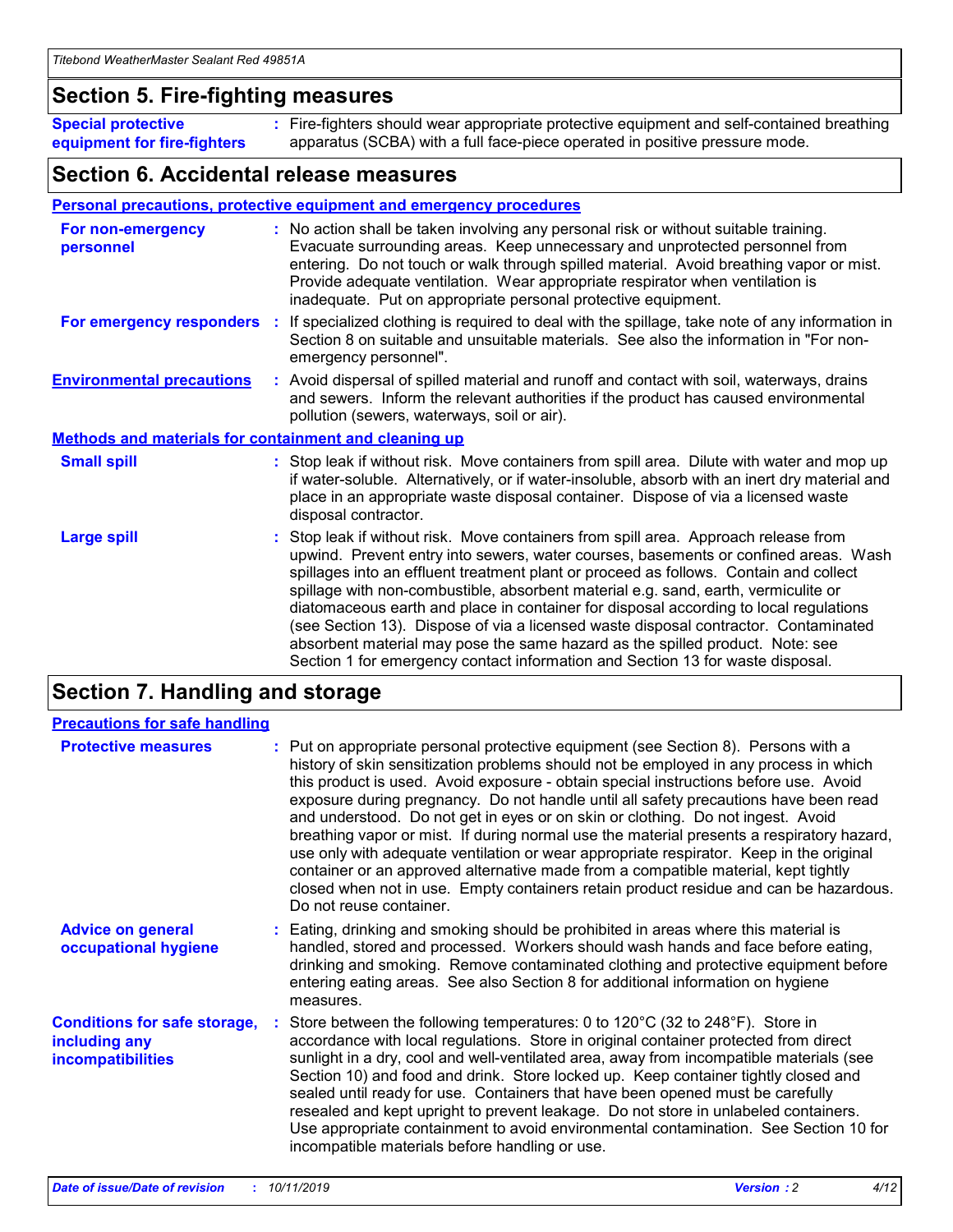## Section 5. Fire-fighting measures

**Special protective equipment for fire-fighters** : Fire-fighters should wear appropriate protective equipment and self-contained breathing apparatus (SCBA) with a full face-piece operated in positive pressure mode.

## Section 6. Accidental release measures

### Personal precautions, protective equipment and emergency procedures

**For non-emergency personnel** : No action shall be taken involving any personal risk or without suitable training. Evacuate surrounding areas. Keep unnecessary and unprotected personnel from entering. Do not touch or walk through spilled material. Avoid breathing vapor or mist. Provide adequate ventilation. Wear appropriate respirator when ventilation is inadequate. Put on appropriate personal protective equipment.

**For emergency responders** : If specialized clothing is required to deal with the spillage, take note of any information in Section 8 on suitable and unsuitable materials. See also the information in "For non-emergency personnel".

**Environmental precautions** : Avoid dispersal of spilled material and runoff and contact with soil, waterways, drains and sewers. Inform the relevant authorities if the product has caused environmental pollution (sewers, waterways, soil or air).

### Methods and materials for containment and cleaning up

**Small spill** : Stop leak if without risk. Move containers from spill area. Dilute with water and mop up if water-soluble. Alternatively, or if water-insoluble, absorb with an inert dry material and place in an appropriate waste disposal container. Dispose of via a licensed waste disposal contractor.

**Large spill** : Stop leak if without risk. Move containers from spill area. Approach release from upwind. Prevent entry into sewers, water courses, basements or confined areas. Wash spillages into an effluent treatment plant or proceed as follows. Contain and collect spillage with non-combustible, absorbent material e.g. sand, earth, vermiculite or diatomaceous earth and place in container for disposal according to local regulations (see Section 13). Dispose of via a licensed waste disposal contractor. Contaminated absorbent material may pose the same hazard as the spilled product. Note: see Section 1 for emergency contact information and Section 13 for waste disposal.

## Section 7. Handling and storage

### Precautions for safe handling

**Protective measures** : Put on appropriate personal protective equipment (see Section 8). Persons with a history of skin sensitization problems should not be employed in any process in which this product is used. Avoid exposure - obtain special instructions before use. Avoid exposure during pregnancy. Do not handle until all safety precautions have been read and understood. Do not get in eyes or on skin or clothing. Do not ingest. Avoid breathing vapor or mist. If during normal use the material presents a respiratory hazard, use only with adequate ventilation or wear appropriate respirator. Keep in the original container or an approved alternative made from a compatible material, kept tightly closed when not in use. Empty containers retain product residue and can be hazardous. Do not reuse container.

**Advice on general occupational hygiene** : Eating, drinking and smoking should be prohibited in areas where this material is handled, stored and processed. Workers should wash hands and face before eating, drinking and smoking. Remove contaminated clothing and protective equipment before entering eating areas. See also Section 8 for additional information on hygiene measures.

**Conditions for safe storage, including any incompatibilities** : Store between the following temperatures: 0 to 120°C (32 to 248°F). Store in accordance with local regulations. Store in original container protected from direct sunlight in a dry, cool and well-ventilated area, away from incompatible materials (see Section 10) and food and drink. Store locked up. Keep container tightly closed and sealed until ready for use. Containers that have been opened must be carefully resealed and kept upright to prevent leakage. Do not store in unlabeled containers. Use appropriate containment to avoid environmental contamination. See Section 10 for incompatible materials before handling or use.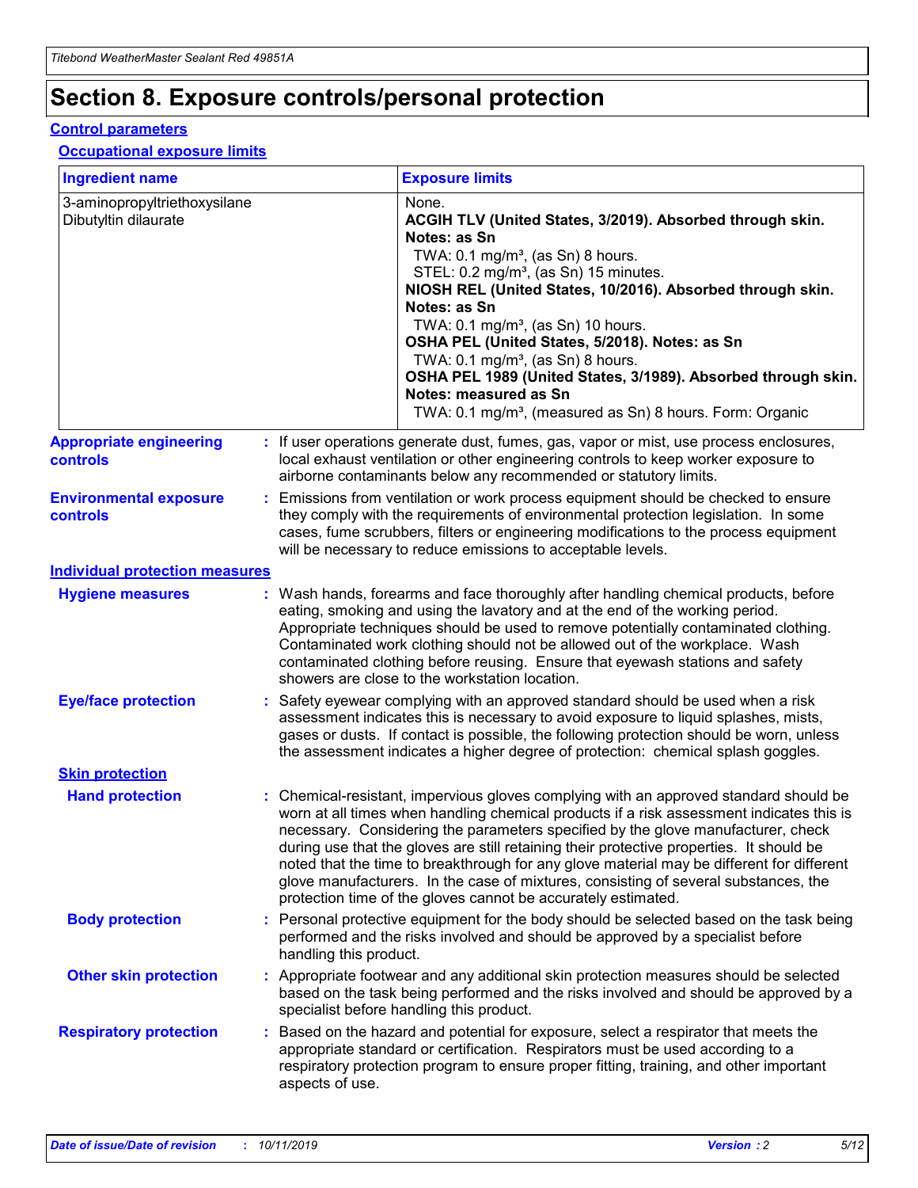# Section 8. Exposure controls/personal protection

## Control parameters

### Occupational exposure limits

| Ingredient name | Exposure limits |
| --- | --- |
| 3-aminopropyltriethoxysilane<br>Dibutyltin dilaurate | None.<br>**ACGIH TLV (United States, 3/2019). Absorbed through skin. Notes: as Sn**<br>TWA: 0.1 mg/m³, (as Sn) 8 hours.<br>STEL: 0.2 mg/m³, (as Sn) 15 minutes.<br>**NIOSH REL (United States, 10/2016). Absorbed through skin. Notes: as Sn**<br>TWA: 0.1 mg/m³, (as Sn) 10 hours.<br>**OSHA PEL (United States, 5/2018). Notes: as Sn**<br>TWA: 0.1 mg/m³, (as Sn) 8 hours.<br>**OSHA PEL 1989 (United States, 3/1989). Absorbed through skin. Notes: measured as Sn**<br>TWA: 0.1 mg/m³, (measured as Sn) 8 hours. Form: Organic |

**Appropriate engineering controls** : If user operations generate dust, fumes, gas, vapor or mist, use process enclosures, local exhaust ventilation or other engineering controls to keep worker exposure to airborne contaminants below any recommended or statutory limits.

**Environmental exposure controls** : Emissions from ventilation or work process equipment should be checked to ensure they comply with the requirements of environmental protection legislation. In some cases, fume scrubbers, filters or engineering modifications to the process equipment will be necessary to reduce emissions to acceptable levels.

## Individual protection measures

**Hygiene measures** : Wash hands, forearms and face thoroughly after handling chemical products, before eating, smoking and using the lavatory and at the end of the working period. Appropriate techniques should be used to remove potentially contaminated clothing. Contaminated work clothing should not be allowed out of the workplace. Wash contaminated clothing before reusing. Ensure that eyewash stations and safety showers are close to the workstation location.

**Eye/face protection** : Safety eyewear complying with an approved standard should be used when a risk assessment indicates this is necessary to avoid exposure to liquid splashes, mists, gases or dusts. If contact is possible, the following protection should be worn, unless the assessment indicates a higher degree of protection: chemical splash goggles.

### Skin protection

**Hand protection** : Chemical-resistant, impervious gloves complying with an approved standard should be worn at all times when handling chemical products if a risk assessment indicates this is necessary. Considering the parameters specified by the glove manufacturer, check during use that the gloves are still retaining their protective properties. It should be noted that the time to breakthrough for any glove material may be different for different glove manufacturers. In the case of mixtures, consisting of several substances, the protection time of the gloves cannot be accurately estimated.

**Body protection** : Personal protective equipment for the body should be selected based on the task being performed and the risks involved and should be approved by a specialist before handling this product.

**Other skin protection** : Appropriate footwear and any additional skin protection measures should be selected based on the task being performed and the risks involved and should be approved by a specialist before handling this product.

**Respiratory protection** : Based on the hazard and potential for exposure, select a respirator that meets the appropriate standard or certification. Respirators must be used according to a respiratory protection program to ensure proper fitting, training, and other important aspects of use.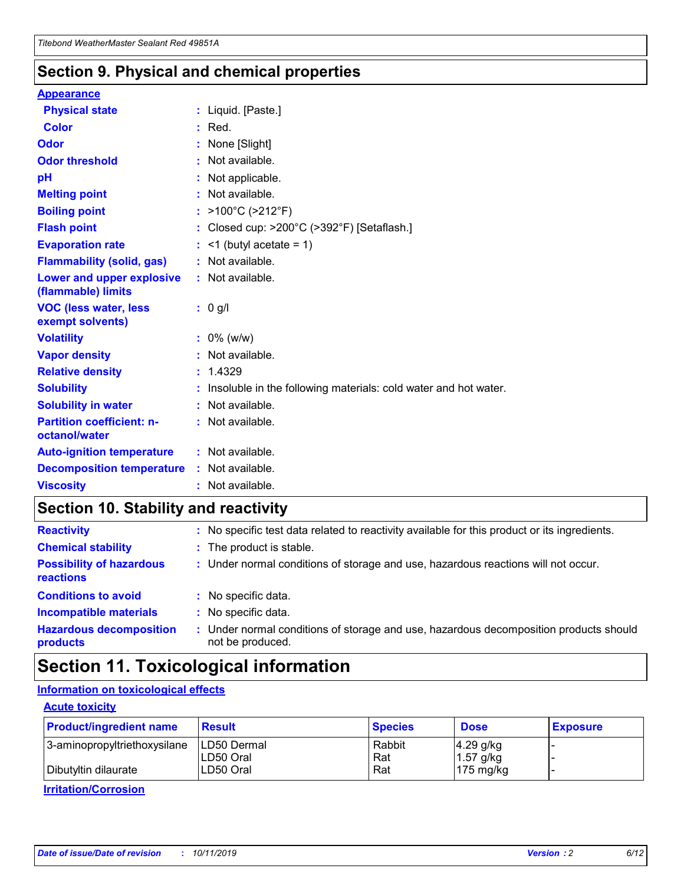## Section 9. Physical and chemical properties

### Appearance

| | |
|---|---|
| **Physical state** | : Liquid. [Paste.] |
| **Color** | : Red. |
| **Odor** | : None [Slight] |
| **Odor threshold** | : Not available. |
| **pH** | : Not applicable. |
| **Melting point** | : Not available. |
| **Boiling point** | : >100°C (>212°F) |
| **Flash point** | : Closed cup: >200°C (>392°F) [Setaflash.] |
| **Evaporation rate** | : <1 (butyl acetate = 1) |
| **Flammability (solid, gas)** | : Not available. |
| **Lower and upper explosive (flammable) limits** | : Not available. |
| **VOC (less water, less exempt solvents)** | : 0 g/l |
| **Volatility** | : 0% (w/w) |
| **Vapor density** | : Not available. |
| **Relative density** | : 1.4329 |
| **Solubility** | : Insoluble in the following materials: cold water and hot water. |
| **Solubility in water** | : Not available. |
| **Partition coefficient: n-octanol/water** | : Not available. |
| **Auto-ignition temperature** | : Not available. |
| **Decomposition temperature** | : Not available. |
| **Viscosity** | : Not available. |

## Section 10. Stability and reactivity

| | |
|---|---|
| **Reactivity** | : No specific test data related to reactivity available for this product or its ingredients. |
| **Chemical stability** | : The product is stable. |
| **Possibility of hazardous reactions** | : Under normal conditions of storage and use, hazardous reactions will not occur. |
| **Conditions to avoid** | : No specific data. |
| **Incompatible materials** | : No specific data. |
| **Hazardous decomposition products** | : Under normal conditions of storage and use, hazardous decomposition products should not be produced. |

## Section 11. Toxicological information

### Information on toxicological effects

#### Acute toxicity

| Product/ingredient name | Result | Species | Dose | Exposure |
|---|---|---|---|---|
| 3-aminopropyltriethoxysilane | LD50 Dermal | Rabbit | 4.29 g/kg | - |
| | LD50 Oral | Rat | 1.57 g/kg | - |
| Dibutyltin dilaurate | LD50 Oral | Rat | 175 mg/kg | - |

#### Irritation/Corrosion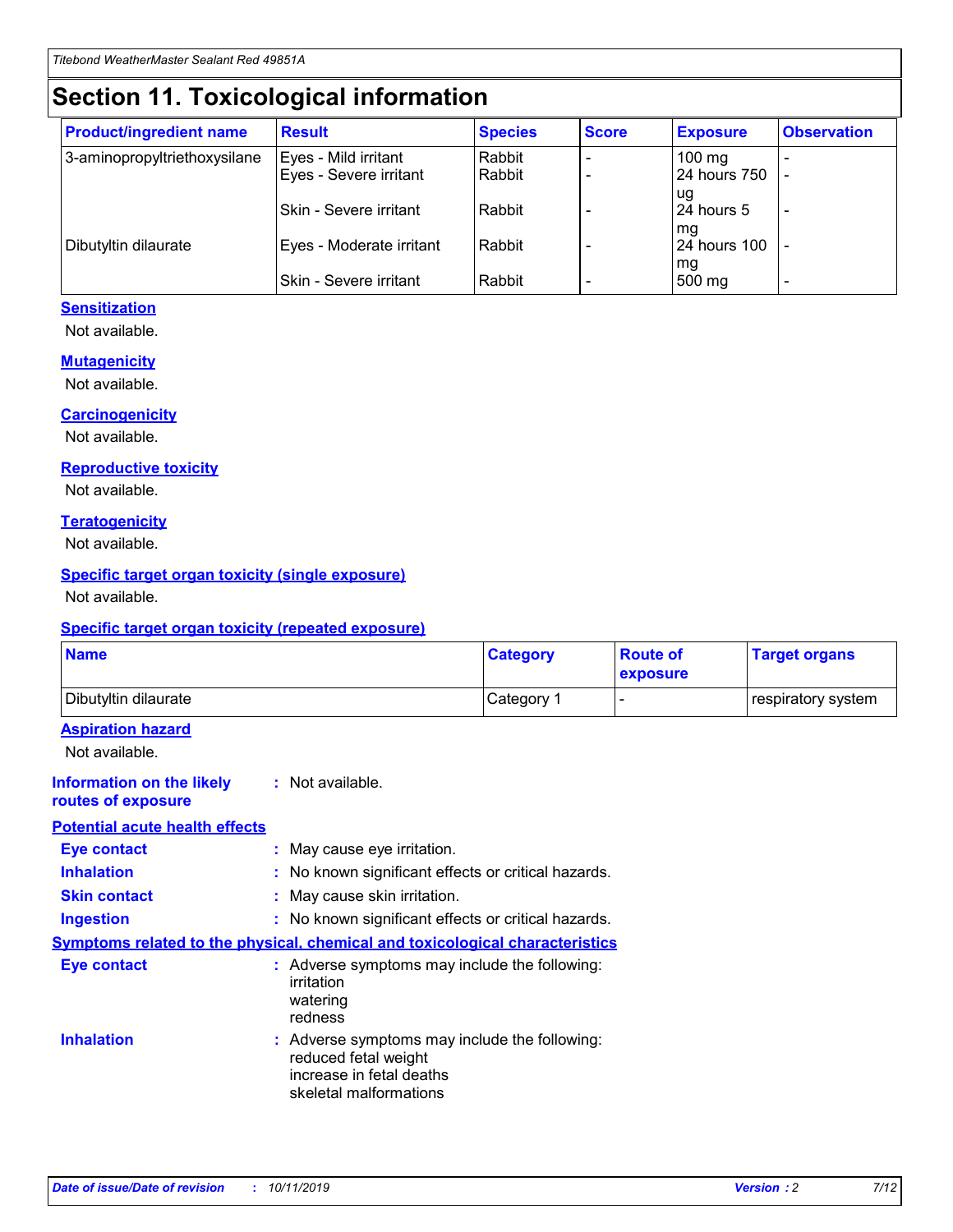# Section 11. Toxicological information

| Product/ingredient name | Result | Species | Score | Exposure | Observation |
|---|---|---|---|---|---|
| 3-aminopropyltriethoxysilane | Eyes - Mild irritant | Rabbit | - | 100 mg | - |
| | Eyes - Severe irritant | Rabbit | - | 24 hours 750 ug | - |
| | Skin - Severe irritant | Rabbit | - | 24 hours 5 mg | - |
| Dibutyltin dilaurate | Eyes - Moderate irritant | Rabbit | - | 24 hours 100 mg | - |
| | Skin - Severe irritant | Rabbit | - | 500 mg | - |

### Sensitization

Not available.

### Mutagenicity

Not available.

### Carcinogenicity

Not available.

### Reproductive toxicity

Not available.

### Teratogenicity

Not available.

### Specific target organ toxicity (single exposure)

Not available.

### Specific target organ toxicity (repeated exposure)

| Name | Category | Route of exposure | Target organs |
|---|---|---|---|
| Dibutyltin dilaurate | Category 1 | - | respiratory system |

### Aspiration hazard

Not available.

**Information on the likely routes of exposure** : Not available.

### Potential acute health effects

**Eye contact** : May cause eye irritation.

**Inhalation** : No known significant effects or critical hazards.

**Skin contact** : May cause skin irritation.

**Ingestion** : No known significant effects or critical hazards.

### Symptoms related to the physical, chemical and toxicological characteristics

**Eye contact** : Adverse symptoms may include the following:
irritation
watering
redness

**Inhalation** : Adverse symptoms may include the following:
reduced fetal weight
increase in fetal deaths
skeletal malformations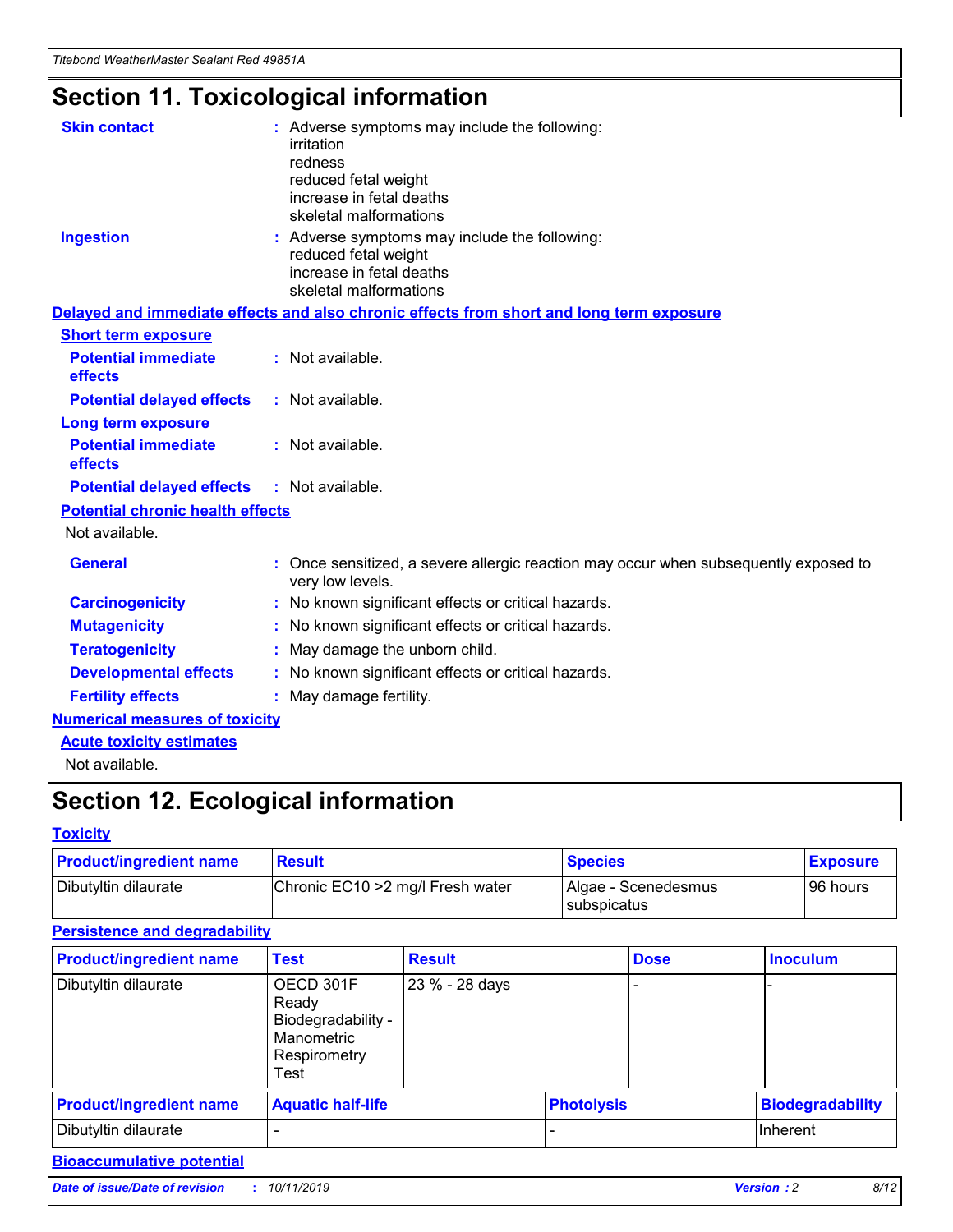# Section 11. Toxicological information

**Skin contact** : Adverse symptoms may include the following:
irritation
redness
reduced fetal weight
increase in fetal deaths
skeletal malformations

**Ingestion** : Adverse symptoms may include the following:
reduced fetal weight
increase in fetal deaths
skeletal malformations

## Delayed and immediate effects and also chronic effects from short and long term exposure

### Short term exposure

**Potential immediate effects** : Not available.

**Potential delayed effects** : Not available.

### Long term exposure

**Potential immediate effects** : Not available.

**Potential delayed effects** : Not available.

### Potential chronic health effects

Not available.

**General** : Once sensitized, a severe allergic reaction may occur when subsequently exposed to very low levels.

**Carcinogenicity** : No known significant effects or critical hazards.

**Mutagenicity** : No known significant effects or critical hazards.

**Teratogenicity** : May damage the unborn child.

**Developmental effects** : No known significant effects or critical hazards.

**Fertility effects** : May damage fertility.

## Numerical measures of toxicity

### Acute toxicity estimates

Not available.

# Section 12. Ecological information

## Toxicity

| Product/ingredient name | Result | Species | Exposure |
|---|---|---|---|
| Dibutyltin dilaurate | Chronic EC10 >2 mg/l Fresh water | Algae - Scenedesmus subspicatus | 96 hours |

## Persistence and degradability

| Product/ingredient name | Test | Result | Dose | Inoculum |
|---|---|---|---|---|
| Dibutyltin dilaurate | OECD 301F Ready Biodegradability - Manometric Respirometry Test | 23 % - 28 days | - | - |

| Product/ingredient name | Aquatic half-life | Photolysis | Biodegradability |
|---|---|---|---|
| Dibutyltin dilaurate | - | - | Inherent |

## Bioaccumulative potential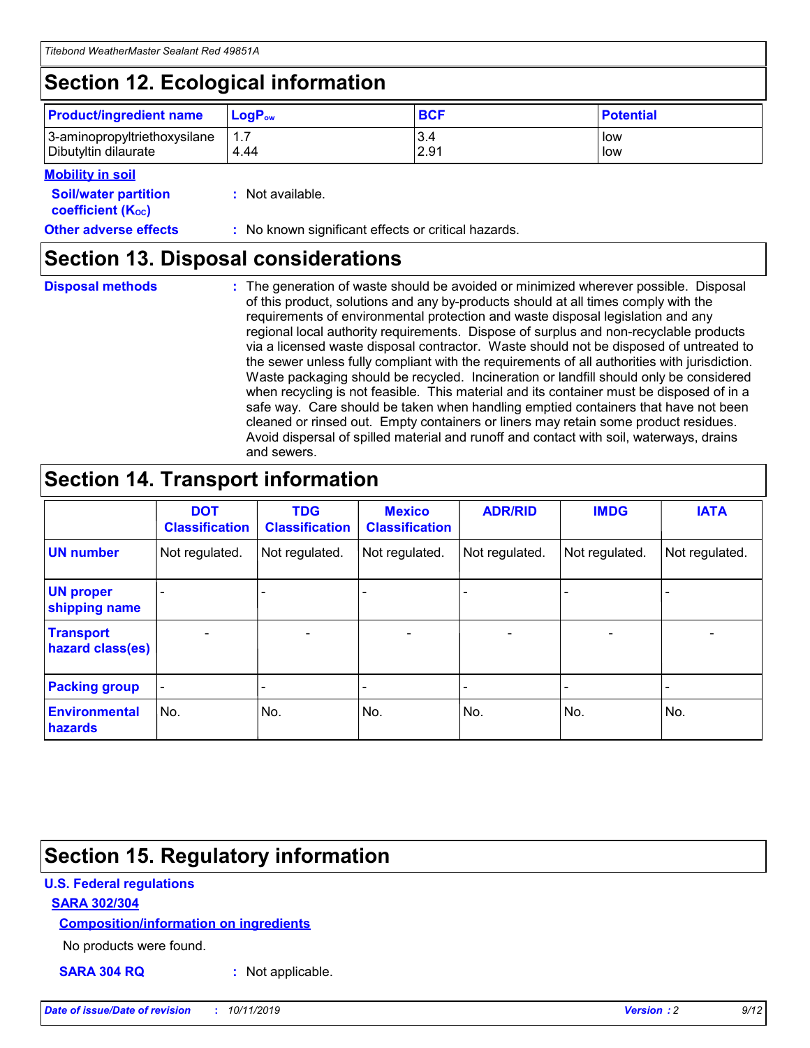## Section 12. Ecological information

| Product/ingredient name | $LogP_{ow}$ | BCF | Potential |
|---|---|---|---|
| 3-aminopropyltriethoxysilane | 1.7 | 3.4 | low |
| Dibutyltin dilaurate | 4.44 | 2.91 | low |

**Mobility in soil**

**Soil/water partition coefficient ($K_{OC}$)** : Not available.

**Other adverse effects** : No known significant effects or critical hazards.

## Section 13. Disposal considerations

**Disposal methods** : The generation of waste should be avoided or minimized wherever possible. Disposal of this product, solutions and any by-products should at all times comply with the requirements of environmental protection and waste disposal legislation and any regional local authority requirements. Dispose of surplus and non-recyclable products via a licensed waste disposal contractor. Waste should not be disposed of untreated to the sewer unless fully compliant with the requirements of all authorities with jurisdiction. Waste packaging should be recycled. Incineration or landfill should only be considered when recycling is not feasible. This material and its container must be disposed of in a safe way. Care should be taken when handling emptied containers that have not been cleaned or rinsed out. Empty containers or liners may retain some product residues. Avoid dispersal of spilled material and runoff and contact with soil, waterways, drains and sewers.

## Section 14. Transport information

| | DOT Classification | TDG Classification | Mexico Classification | ADR/RID | IMDG | IATA |
|---|---|---|---|---|---|---|
| UN number | Not regulated. | Not regulated. | Not regulated. | Not regulated. | Not regulated. | Not regulated. |
| UN proper shipping name | - | - | - | - | - | - |
| Transport hazard class(es) | - | - | - | - | - | - |
| Packing group | - | - | - | - | - | - |
| Environmental hazards | No. | No. | No. | No. | No. | No. |

## Section 15. Regulatory information

**U.S. Federal regulations**

**SARA 302/304**

**Composition/information on ingredients**

No products were found.

**SARA 304 RQ** : Not applicable.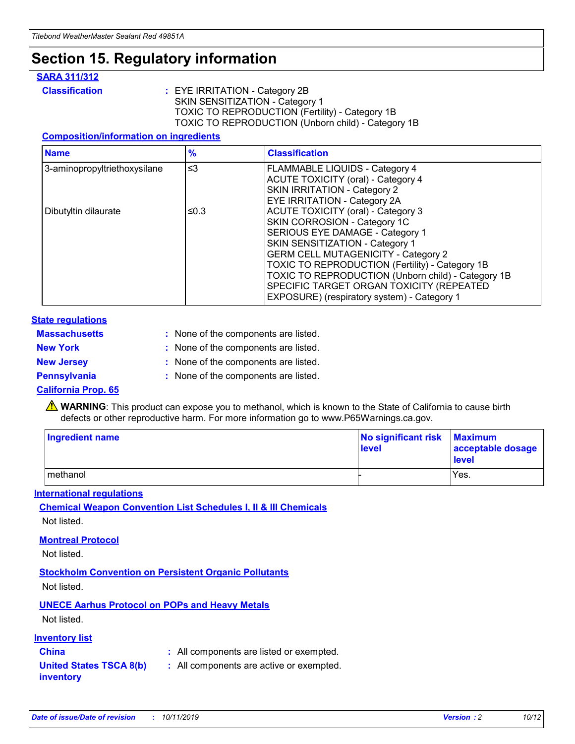# Section 15. Regulatory information

## SARA 311/312

**Classification** : EYE IRRITATION - Category 2B
SKIN SENSITIZATION - Category 1
TOXIC TO REPRODUCTION (Fertility) - Category 1B
TOXIC TO REPRODUCTION (Unborn child) - Category 1B

### Composition/information on ingredients

| Name | % | Classification |
|---|---|---|
| 3-aminopropyltriethoxysilane | ≤3 | FLAMMABLE LIQUIDS - Category 4<br>ACUTE TOXICITY (oral) - Category 4<br>SKIN IRRITATION - Category 2<br>EYE IRRITATION - Category 2A |
| Dibutyltin dilaurate | ≤0.3 | ACUTE TOXICITY (oral) - Category 3<br>SKIN CORROSION - Category 1C<br>SERIOUS EYE DAMAGE - Category 1<br>SKIN SENSITIZATION - Category 1<br>GERM CELL MUTAGENICITY - Category 2<br>TOXIC TO REPRODUCTION (Fertility) - Category 1B<br>TOXIC TO REPRODUCTION (Unborn child) - Category 1B<br>SPECIFIC TARGET ORGAN TOXICITY (REPEATED EXPOSURE) (respiratory system) - Category 1 |

## State regulations

**Massachusetts** : None of the components are listed.

**New York** : None of the components are listed.

**New Jersey** : None of the components are listed.

**Pennsylvania** : None of the components are listed.

### California Prop. 65

⚠ **WARNING**: This product can expose you to methanol, which is known to the State of California to cause birth defects or other reproductive harm. For more information go to www.P65Warnings.ca.gov.

| Ingredient name | No significant risk level | Maximum acceptable dosage level |
|---|---|---|
| methanol | - | Yes. |

## International regulations

### Chemical Weapon Convention List Schedules I, II & III Chemicals

Not listed.

### Montreal Protocol

Not listed.

### Stockholm Convention on Persistent Organic Pollutants

Not listed.

### UNECE Aarhus Protocol on POPs and Heavy Metals

Not listed.

## Inventory list

**China** : All components are listed or exempted.

**United States TSCA 8(b) inventory** : All components are active or exempted.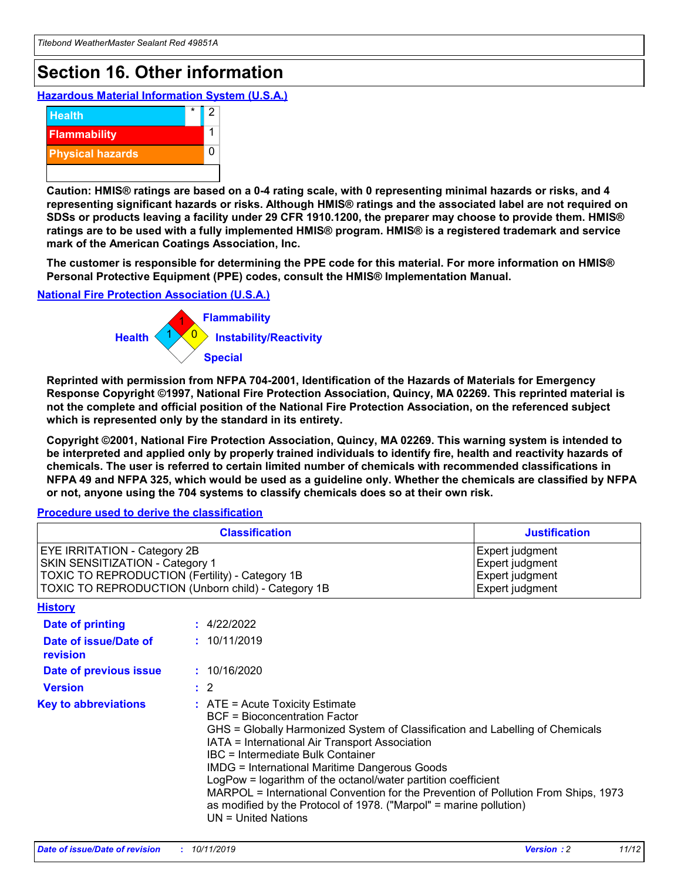# Section 16. Other information

### Hazardous Material Information System (U.S.A.)

| | | |
|---|---|---|
| Health | * | 2 |
| Flammability | | 1 |
| Physical hazards | | 0 |

**Caution: HMIS® ratings are based on a 0-4 rating scale, with 0 representing minimal hazards or risks, and 4 representing significant hazards or risks. Although HMIS® ratings and the associated label are not required on SDSs or products leaving a facility under 29 CFR 1910.1200, the preparer may choose to provide them. HMIS® ratings are to be used with a fully implemented HMIS® program. HMIS® is a registered trademark and service mark of the American Coatings Association, Inc.**

**The customer is responsible for determining the PPE code for this material. For more information on HMIS® Personal Protective Equipment (PPE) codes, consult the HMIS® Implementation Manual.**

### National Fire Protection Association (U.S.A.)

Health: 1
Flammability: 1
Instability/Reactivity: 0
Special:

**Reprinted with permission from NFPA 704-2001, Identification of the Hazards of Materials for Emergency Response Copyright ©1997, National Fire Protection Association, Quincy, MA 02269. This reprinted material is not the complete and official position of the National Fire Protection Association, on the referenced subject which is represented only by the standard in its entirety.**

**Copyright ©2001, National Fire Protection Association, Quincy, MA 02269. This warning system is intended to be interpreted and applied only by properly trained individuals to identify fire, health and reactivity hazards of chemicals. The user is referred to certain limited number of chemicals with recommended classifications in NFPA 49 and NFPA 325, which would be used as a guideline only. Whether the chemicals are classified by NFPA or not, anyone using the 704 systems to classify chemicals does so at their own risk.**

### Procedure used to derive the classification

| Classification | Justification |
|---|---|
| EYE IRRITATION - Category 2B | Expert judgment |
| SKIN SENSITIZATION - Category 1 | Expert judgment |
| TOXIC TO REPRODUCTION (Fertility) - Category 1B | Expert judgment |
| TOXIC TO REPRODUCTION (Unborn child) - Category 1B | Expert judgment |

### History

**Date of printing** : 4/22/2022

**Date of issue/Date of revision** : 10/11/2019

**Date of previous issue** : 10/16/2020

**Version** : 2

**Key to abbreviations** : ATE = Acute Toxicity Estimate
BCF = Bioconcentration Factor
GHS = Globally Harmonized System of Classification and Labelling of Chemicals
IATA = International Air Transport Association
IBC = Intermediate Bulk Container
IMDG = International Maritime Dangerous Goods
LogPow = logarithm of the octanol/water partition coefficient
MARPOL = International Convention for the Prevention of Pollution From Ships, 1973 as modified by the Protocol of 1978. ("Marpol" = marine pollution)
UN = United Nations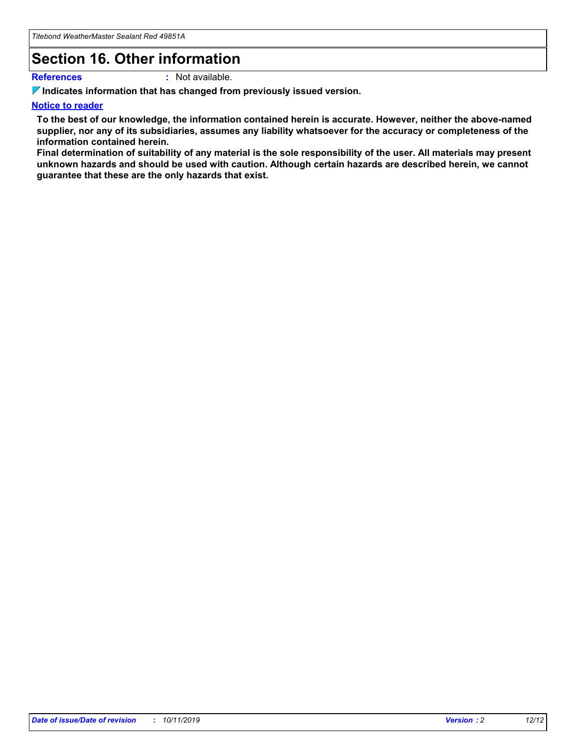## Section 16. Other information

**References** : Not available.

**Indicates information that has changed from previously issued version.**

**Notice to reader**

**To the best of our knowledge, the information contained herein is accurate. However, neither the above-named supplier, nor any of its subsidiaries, assumes any liability whatsoever for the accuracy or completeness of the information contained herein.**

**Final determination of suitability of any material is the sole responsibility of the user. All materials may present unknown hazards and should be used with caution. Although certain hazards are described herein, we cannot guarantee that these are the only hazards that exist.**